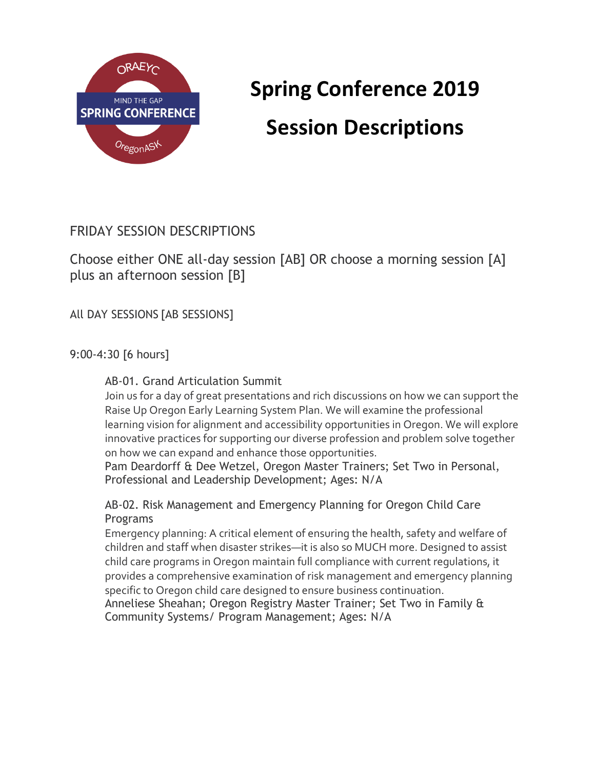# Spring Conference 2019

# Session Descriptions

## FRIDAY SESSION DESCRIPTIONS

Choose either ONE all-day session [AB] OR choose a morning session [A] plus an afternoon session [B]

### All DAY SESSIONS [AB SESSIONS]

9:00-4:30 [6 hours]

**AB-01. Grand Articulation Summit**

Join us for a day of great presentations and rich discussions on how we can support the Raise Up Oregon Early Learning System Plan. We will examine the professional learning vision for alignment and accessibility opportunities in Oregon. We will explore innovative practices for supporting our diverse profession and problem solve together on how we can expand and enhance those opportunities.

Pam Deardorff & Dee Wetzel, Oregon Master Trainers; Set Two in Personal, Professional and Leadership Development; Ages: N/A

**AB-02. Risk Management and Emergency Planning for Oregon Child Care Programs**

Emergency planning: A critical element of ensuring the health, safety and welfare of children and staff when disaster strikes—it is also so MUCH more. Designed to assist child care programs in Oregon maintain full compliance with current regulations, it provides a comprehensive examination of risk management and emergency planning specific to Oregon child care designed to ensure business continuation.

Anneliese Sheahan; Oregon Registry Master Trainer; Set Two in Family & Community Systems/ Program Management; Ages: N/A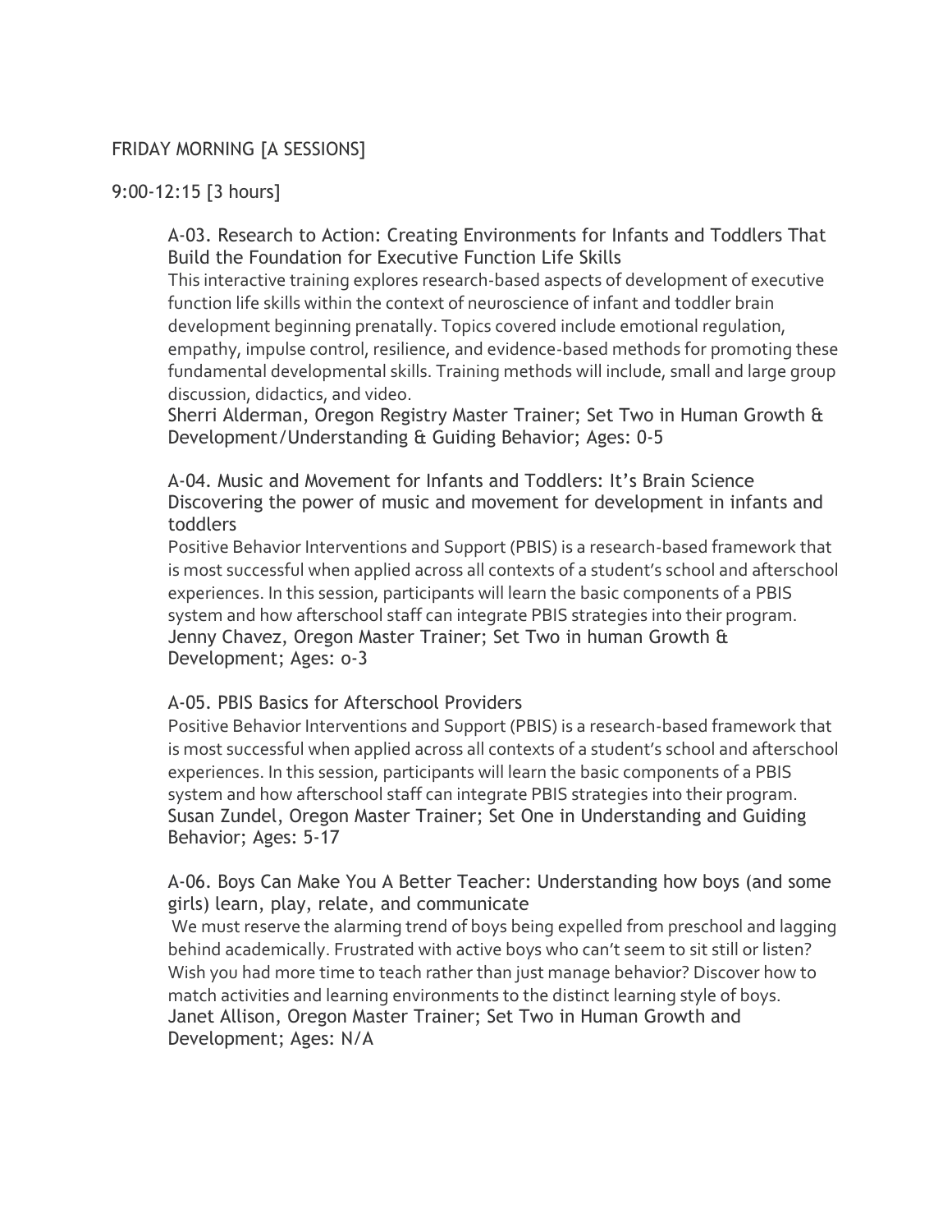FRIDAY MORNING [A SESSIONS]

9:00-12:15 [3 hours]

### A-03. Research to Action: Creating Environments for Infants and Toddlers That Build the Foundation for Executive Function Life Skills

This interactive training explores research-based aspects of development of executive function life skills within the context of neuroscience of infant and toddler brain development beginning prenatally. Topics covered include emotional regulation, empathy, impulse control, resilience, and evidence-based methods for promoting these fundamental developmental skills. Training methods will include, small and large group discussion, didactics, and video.

Sherri Alderman, Oregon Registry Master Trainer; Set Two in Human Growth & Development/Understanding & Guiding Behavior; Ages: 0-5

### A-04. Music and Movement for Infants and Toddlers: It's Brain Science Discovering the power of music and movement for development in infants and toddlers

Positive Behavior Interventions and Support (PBIS) is a research-based framework that is most successful when applied across all contexts of a student's school and afterschool experiences. In this session, participants will learn the basic components of a PBIS system and how afterschool staff can integrate PBIS strategies into their program.

Jenny Chavez, Oregon Master Trainer; Set Two in human Growth & Development; Ages: o-3

### A-05. PBIS Basics for Afterschool Providers

Positive Behavior Interventions and Support (PBIS) is a research-based framework that is most successful when applied across all contexts of a student's school and afterschool experiences. In this session, participants will learn the basic components of a PBIS system and how afterschool staff can integrate PBIS strategies into their program.

Susan Zundel, Oregon Master Trainer; Set One in Understanding and Guiding Behavior; Ages: 5-17

### A-06. Boys Can Make You A Better Teacher: Understanding how boys (and some girls) learn, play, relate, and communicate

We must reserve the alarming trend of boys being expelled from preschool and lagging behind academically. Frustrated with active boys who can't seem to sit still or listen? Wish you had more time to teach rather than just manage behavior? Discover how to match activities and learning environments to the distinct learning style of boys.

Janet Allison, Oregon Master Trainer; Set Two in Human Growth and Development; Ages: N/A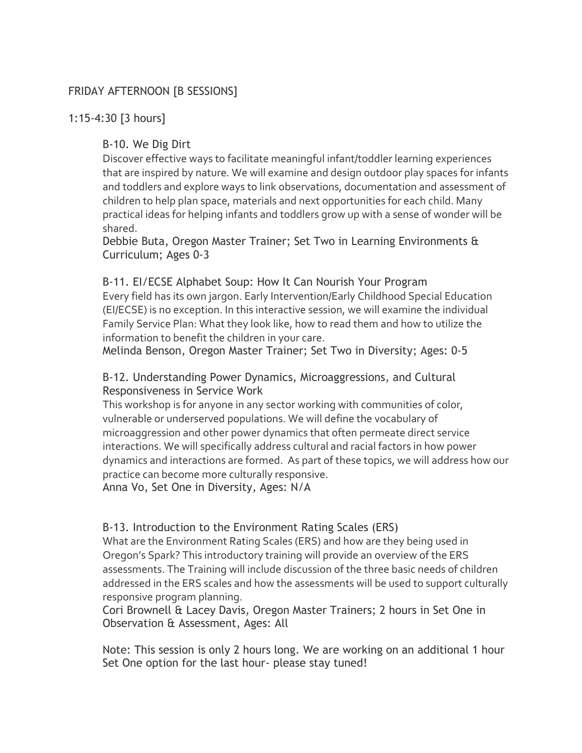## FRIDAY AFTERNOON [B SESSIONS]

### 1:15-4:30 [3 hours]

#### B-10. We Dig Dirt

Discover effective ways to facilitate meaningful infant/toddler learning experiences that are inspired by nature. We will examine and design outdoor play spaces for infants and toddlers and explore ways to link observations, documentation and assessment of children to help plan space, materials and next opportunities for each child. Many practical ideas for helping infants and toddlers grow up with a sense of wonder will be shared.

Debbie Buta, Oregon Master Trainer; Set Two in Learning Environments & Curriculum; Ages 0-3

#### B-11. EI/ECSE Alphabet Soup: How It Can Nourish Your Program

Every field has its own jargon. Early Intervention/Early Childhood Special Education (EI/ECSE) is no exception. In this interactive session, we will examine the individual Family Service Plan: What they look like, how to read them and how to utilize the information to benefit the children in your care.

Melinda Benson, Oregon Master Trainer; Set Two in Diversity; Ages: 0-5

#### B-12. Understanding Power Dynamics, Microaggressions, and Cultural Responsiveness in Service Work

This workshop is for anyone in any sector working with communities of color, vulnerable or underserved populations. We will define the vocabulary of microaggression and other power dynamics that often permeate direct service interactions. We will specifically address cultural and racial factors in how power dynamics and interactions are formed. As part of these topics, we will address how our practice can become more culturally responsive.

Anna Vo, Set One in Diversity, Ages: N/A

#### B-13. Introduction to the Environment Rating Scales (ERS)

What are the Environment Rating Scales (ERS) and how are they being used in Oregon's Spark? This introductory training will provide an overview of the ERS assessments. The Training will include discussion of the three basic needs of children addressed in the ERS scales and how the assessments will be used to support culturally responsive program planning.

Cori Brownell & Lacey Davis, Oregon Master Trainers; 2 hours in Set One in Observation & Assessment, Ages: All

Note: This session is only 2 hours long. We are working on an additional 1 hour Set One option for the last hour- please stay tuned!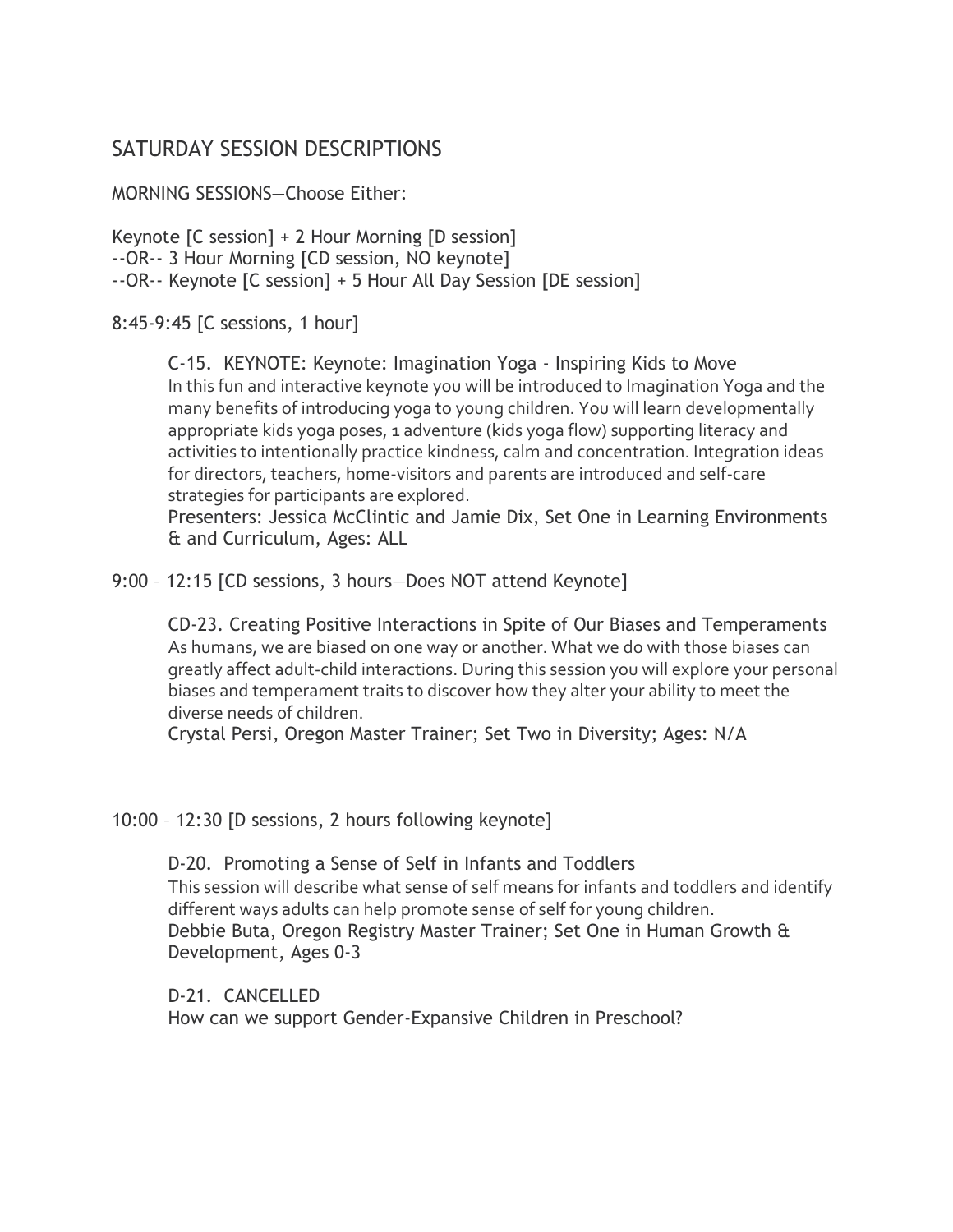## SATURDAY SESSION DESCRIPTIONS

MORNING SESSIONS—Choose Either:

Keynote [C session] + 2 Hour Morning [D session]
--OR-- 3 Hour Morning [CD session, NO keynote]
--OR-- Keynote [C session] + 5 Hour All Day Session [DE session]

8:45-9:45 [C sessions, 1 hour]

> C-15. KEYNOTE: Keynote: Imagination Yoga - Inspiring Kids to Move
> In this fun and interactive keynote you will be introduced to Imagination Yoga and the many benefits of introducing yoga to young children. You will learn developmentally appropriate kids yoga poses, 1 adventure (kids yoga flow) supporting literacy and activities to intentionally practice kindness, calm and concentration. Integration ideas for directors, teachers, home-visitors and parents are introduced and self-care strategies for participants are explored.
> Presenters: Jessica McClintic and Jamie Dix, Set One in Learning Environments & and Curriculum, Ages: ALL

9:00 – 12:15 [CD sessions, 3 hours—Does NOT attend Keynote]

> CD-23. Creating Positive Interactions in Spite of Our Biases and Temperaments
> As humans, we are biased on one way or another. What we do with those biases can greatly affect adult-child interactions. During this session you will explore your personal biases and temperament traits to discover how they alter your ability to meet the diverse needs of children.
> Crystal Persi, Oregon Master Trainer; Set Two in Diversity; Ages: N/A

10:00 – 12:30 [D sessions, 2 hours following keynote]

> D-20. Promoting a Sense of Self in Infants and Toddlers
> This session will describe what sense of self means for infants and toddlers and identify different ways adults can help promote sense of self for young children.
> Debbie Buta, Oregon Registry Master Trainer; Set One in Human Growth & Development, Ages 0-3
>
> D-21. CANCELLED
> How can we support Gender-Expansive Children in Preschool?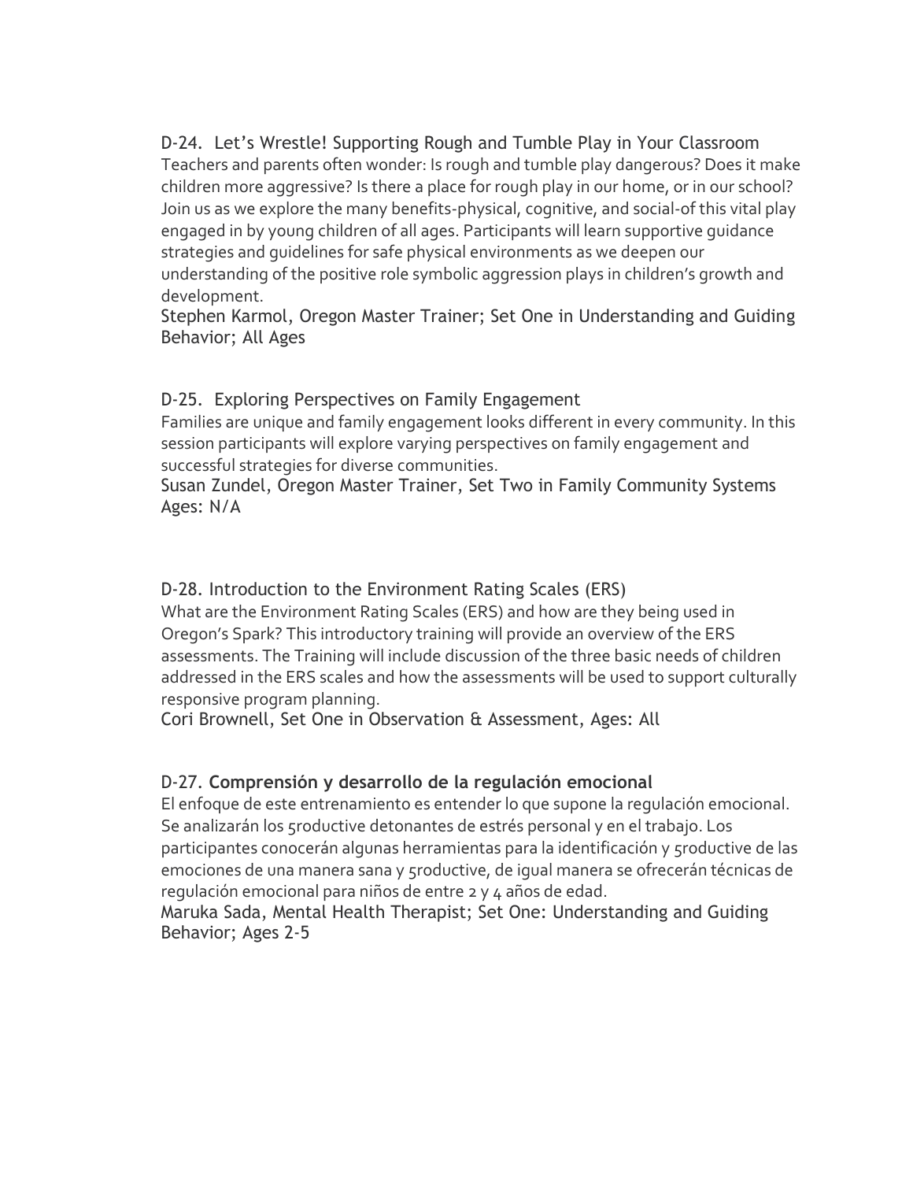D-24. Let's Wrestle! Supporting Rough and Tumble Play in Your Classroom

Teachers and parents often wonder: Is rough and tumble play dangerous? Does it make children more aggressive? Is there a place for rough play in our home, or in our school? Join us as we explore the many benefits-physical, cognitive, and social-of this vital play engaged in by young children of all ages. Participants will learn supportive guidance strategies and guidelines for safe physical environments as we deepen our understanding of the positive role symbolic aggression plays in children's growth and development.

Stephen Karmol, Oregon Master Trainer; Set One in Understanding and Guiding Behavior; All Ages

D-25. Exploring Perspectives on Family Engagement

Families are unique and family engagement looks different in every community. In this session participants will explore varying perspectives on family engagement and successful strategies for diverse communities.

Susan Zundel, Oregon Master Trainer, Set Two in Family Community Systems Ages: N/A

D-28. Introduction to the Environment Rating Scales (ERS)

What are the Environment Rating Scales (ERS) and how are they being used in Oregon's Spark? This introductory training will provide an overview of the ERS assessments. The Training will include discussion of the three basic needs of children addressed in the ERS scales and how the assessments will be used to support culturally responsive program planning.

Cori Brownell, Set One in Observation & Assessment, Ages: All

D-27. **Comprensión y desarrollo de la regulación emocional**

El enfoque de este entrenamiento es entender lo que supone la regulación emocional. Se analizarán los 5roductive detonantes de estrés personal y en el trabajo. Los participantes conocerán algunas herramientas para la identificación y 5roductive de las emociones de una manera sana y 5roductive, de igual manera se ofrecerán técnicas de regulación emocional para niños de entre 2 y 4 años de edad.

Maruka Sada, Mental Health Therapist; Set One: Understanding and Guiding Behavior; Ages 2-5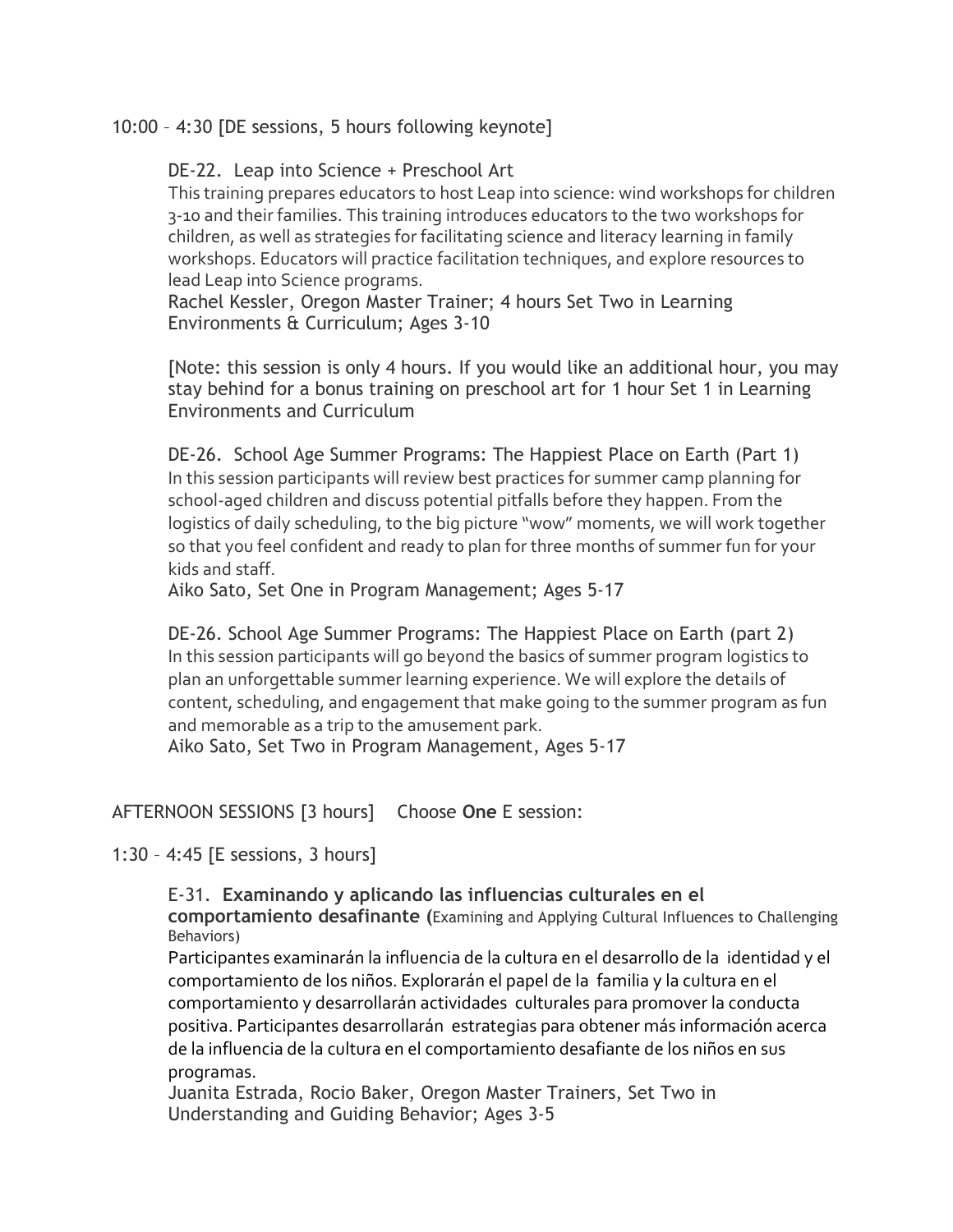10:00 – 4:30 [DE sessions, 5 hours following keynote]

DE-22. Leap into Science + Preschool Art

This training prepares educators to host Leap into science: wind workshops for children 3-10 and their families. This training introduces educators to the two workshops for children, as well as strategies for facilitating science and literacy learning in family workshops. Educators will practice facilitation techniques, and explore resources to lead Leap into Science programs.

Rachel Kessler, Oregon Master Trainer; 4 hours Set Two in Learning Environments & Curriculum; Ages 3-10

[Note: this session is only 4 hours. If you would like an additional hour, you may stay behind for a bonus training on preschool art for 1 hour Set 1 in Learning Environments and Curriculum

DE-26. School Age Summer Programs: The Happiest Place on Earth (Part 1)

In this session participants will review best practices for summer camp planning for school-aged children and discuss potential pitfalls before they happen. From the logistics of daily scheduling, to the big picture "wow" moments, we will work together so that you feel confident and ready to plan for three months of summer fun for your kids and staff.

Aiko Sato, Set One in Program Management; Ages 5-17

DE-26. School Age Summer Programs: The Happiest Place on Earth (part 2)

In this session participants will go beyond the basics of summer program logistics to plan an unforgettable summer learning experience. We will explore the details of content, scheduling, and engagement that make going to the summer program as fun and memorable as a trip to the amusement park.

Aiko Sato, Set Two in Program Management, Ages 5-17

AFTERNOON SESSIONS [3 hours] Choose **One** E session:

1:30 – 4:45 [E sessions, 3 hours]

E-31. **Examinando y aplicando las influencias culturales en el comportamiento desafinante (**Examining and Applying Cultural Influences to Challenging Behaviors)

Participantes examinarán la influencia de la cultura en el desarrollo de la identidad y el comportamiento de los niños. Explorarán el papel de la familia y la cultura en el comportamiento y desarrollarán actividades culturales para promover la conducta positiva. Participantes desarrollarán estrategias para obtener más información acerca de la influencia de la cultura en el comportamiento desafiante de los niños en sus programas.

Juanita Estrada, Rocio Baker, Oregon Master Trainers, Set Two in Understanding and Guiding Behavior; Ages 3-5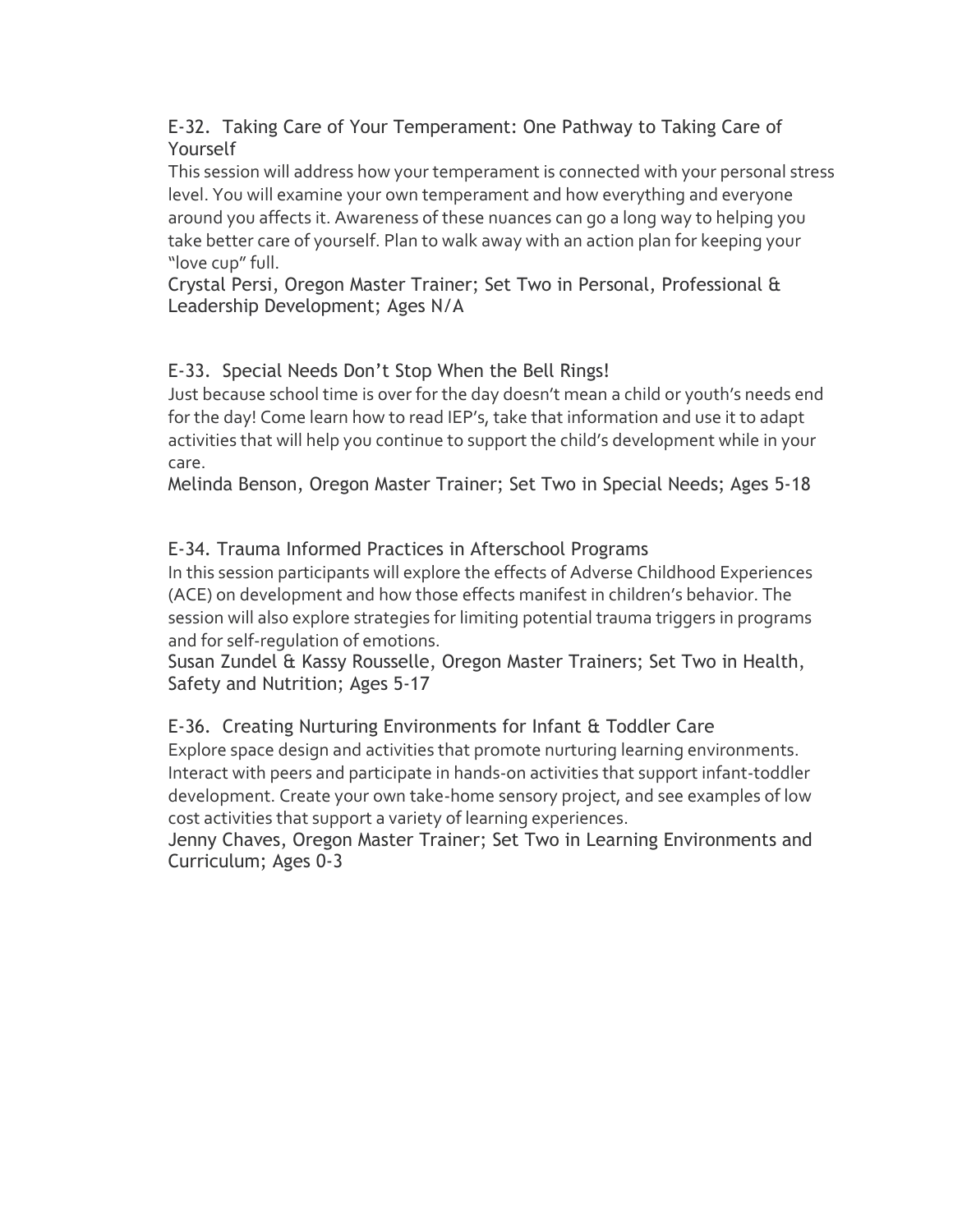### E-32. Taking Care of Your Temperament: One Pathway to Taking Care of Yourself

This session will address how your temperament is connected with your personal stress level. You will examine your own temperament and how everything and everyone around you affects it. Awareness of these nuances can go a long way to helping you take better care of yourself. Plan to walk away with an action plan for keeping your "love cup" full.

Crystal Persi, Oregon Master Trainer; Set Two in Personal, Professional & Leadership Development; Ages N/A

### E-33. Special Needs Don't Stop When the Bell Rings!

Just because school time is over for the day doesn't mean a child or youth's needs end for the day! Come learn how to read IEP's, take that information and use it to adapt activities that will help you continue to support the child's development while in your care.

Melinda Benson, Oregon Master Trainer; Set Two in Special Needs; Ages 5-18

### E-34. Trauma Informed Practices in Afterschool Programs

In this session participants will explore the effects of Adverse Childhood Experiences (ACE) on development and how those effects manifest in children's behavior. The session will also explore strategies for limiting potential trauma triggers in programs and for self-regulation of emotions.

Susan Zundel & Kassy Rousselle, Oregon Master Trainers; Set Two in Health, Safety and Nutrition; Ages 5-17

### E-36. Creating Nurturing Environments for Infant & Toddler Care

Explore space design and activities that promote nurturing learning environments. Interact with peers and participate in hands-on activities that support infant-toddler development. Create your own take-home sensory project, and see examples of low cost activities that support a variety of learning experiences.

Jenny Chaves, Oregon Master Trainer; Set Two in Learning Environments and Curriculum; Ages 0-3